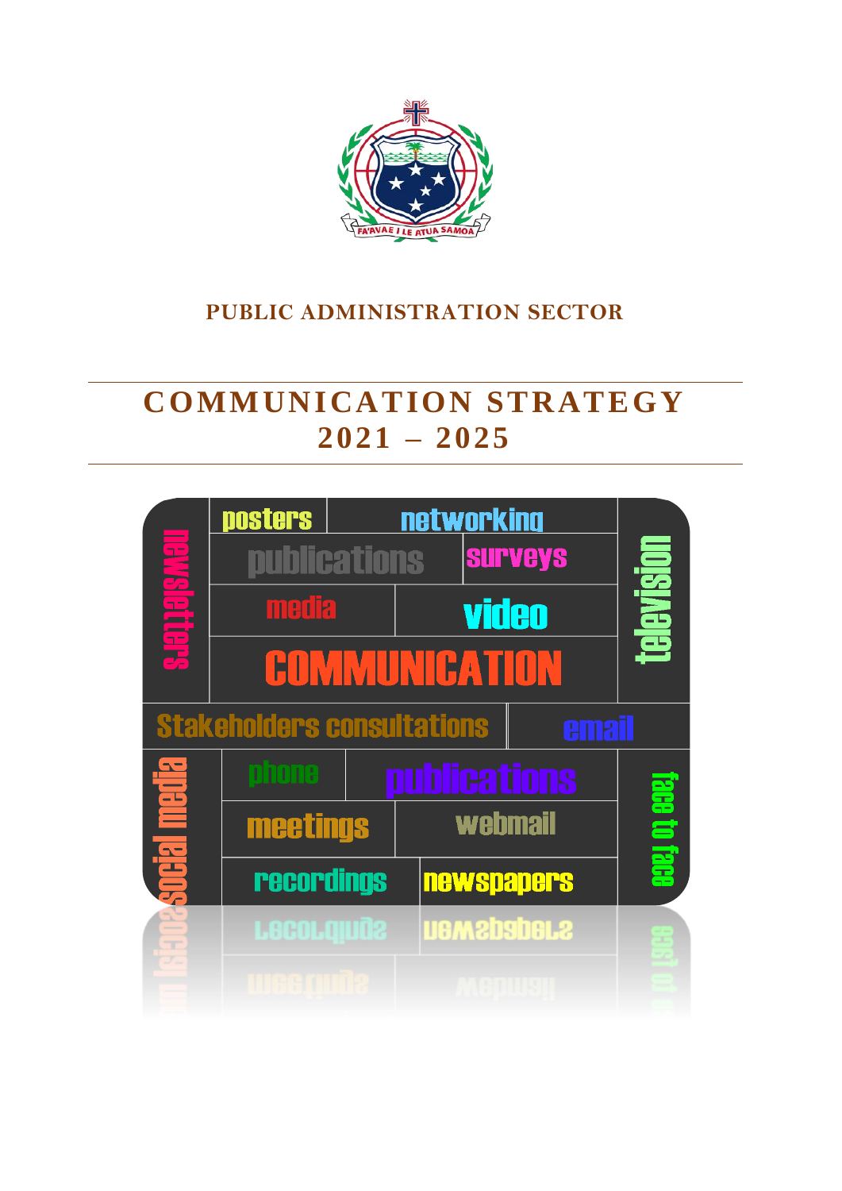**PUBLIC ADMINISTRATION SECTOR**

# COMMUNICATION STRATEGY 2021 – 2025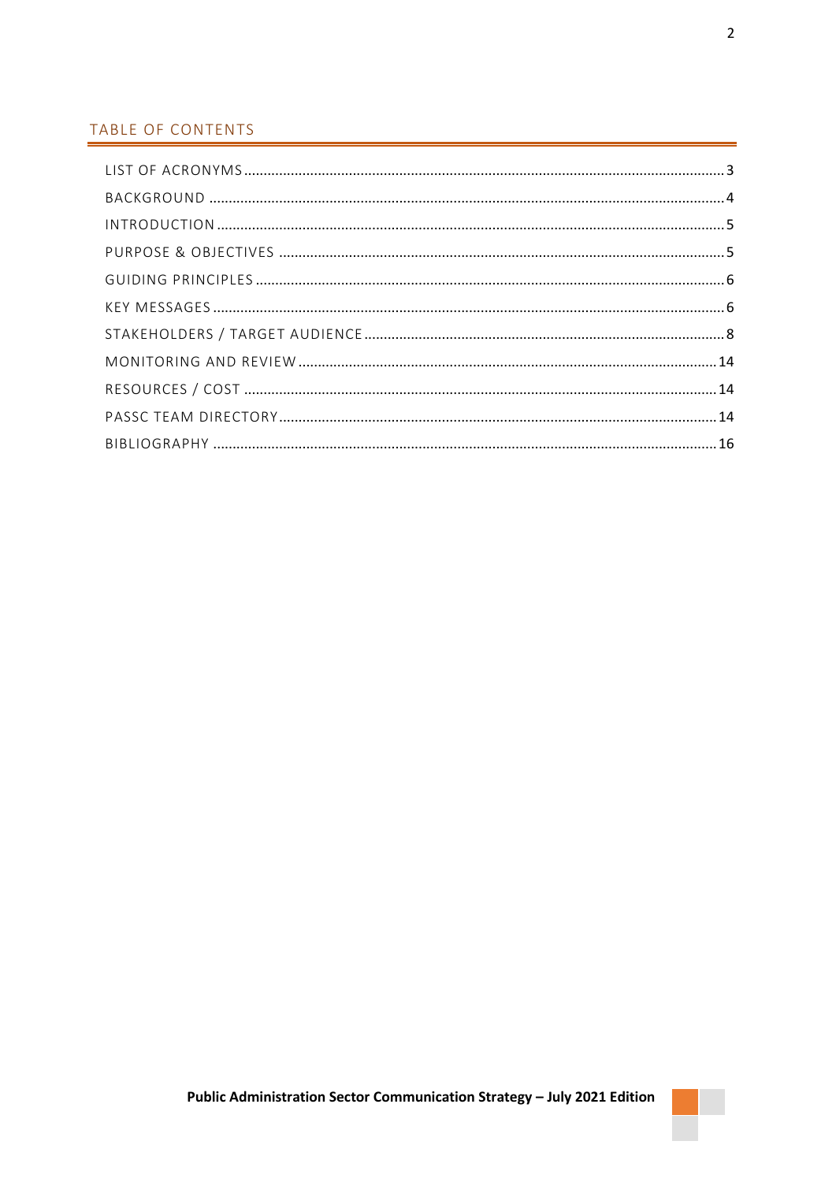## TABLE OF CONTENTS

| | |
|---|---|
| LIST OF ACRONYMS | 3 |
| BACKGROUND | 4 |
| INTRODUCTION | 5 |
| PURPOSE & OBJECTIVES | 5 |
| GUIDING PRINCIPLES | 6 |
| KEY MESSAGES | 6 |
| STAKEHOLDERS / TARGET AUDIENCE | 8 |
| MONITORING AND REVIEW | 14 |
| RESOURCES / COST | 14 |
| PASSC TEAM DIRECTORY | 14 |
| BIBLIOGRAPHY | 16 |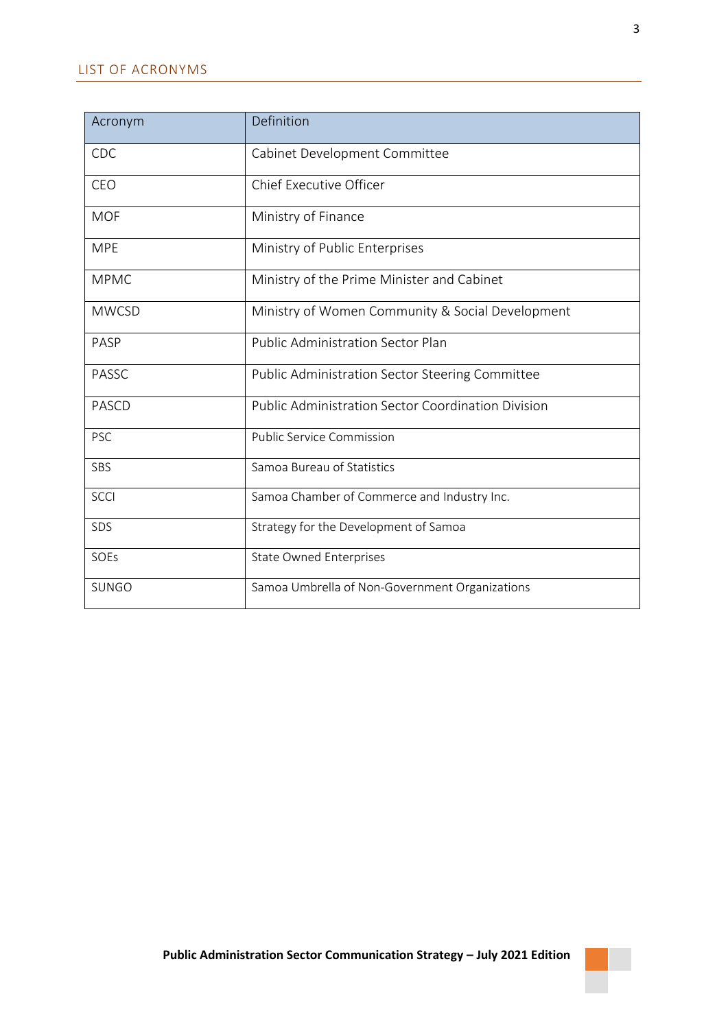## LIST OF ACRONYMS

| Acronym | Definition |
|---|---|
| CDC | Cabinet Development Committee |
| CEO | Chief Executive Officer |
| MOF | Ministry of Finance |
| MPE | Ministry of Public Enterprises |
| MPMC | Ministry of the Prime Minister and Cabinet |
| MWCSD | Ministry of Women Community & Social Development |
| PASP | Public Administration Sector Plan |
| PASSC | Public Administration Sector Steering Committee |
| PASCD | Public Administration Sector Coordination Division |
| PSC | Public Service Commission |
| SBS | Samoa Bureau of Statistics |
| SCCI | Samoa Chamber of Commerce and Industry Inc. |
| SDS | Strategy for the Development of Samoa |
| SOEs | State Owned Enterprises |
| SUNGO | Samoa Umbrella of Non-Government Organizations |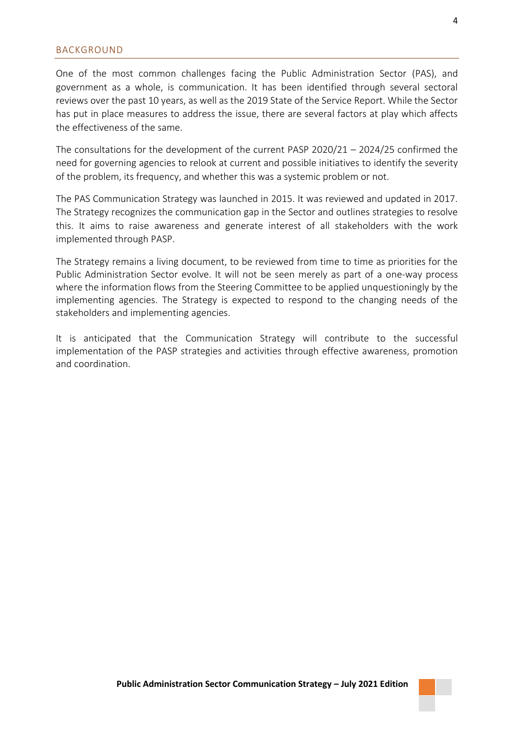## BACKGROUND

One of the most common challenges facing the Public Administration Sector (PAS), and government as a whole, is communication. It has been identified through several sectoral reviews over the past 10 years, as well as the 2019 State of the Service Report. While the Sector has put in place measures to address the issue, there are several factors at play which affects the effectiveness of the same.

The consultations for the development of the current PASP 2020/21 – 2024/25 confirmed the need for governing agencies to relook at current and possible initiatives to identify the severity of the problem, its frequency, and whether this was a systemic problem or not.

The PAS Communication Strategy was launched in 2015. It was reviewed and updated in 2017. The Strategy recognizes the communication gap in the Sector and outlines strategies to resolve this. It aims to raise awareness and generate interest of all stakeholders with the work implemented through PASP.

The Strategy remains a living document, to be reviewed from time to time as priorities for the Public Administration Sector evolve. It will not be seen merely as part of a one-way process where the information flows from the Steering Committee to be applied unquestioningly by the implementing agencies. The Strategy is expected to respond to the changing needs of the stakeholders and implementing agencies.

It is anticipated that the Communication Strategy will contribute to the successful implementation of the PASP strategies and activities through effective awareness, promotion and coordination.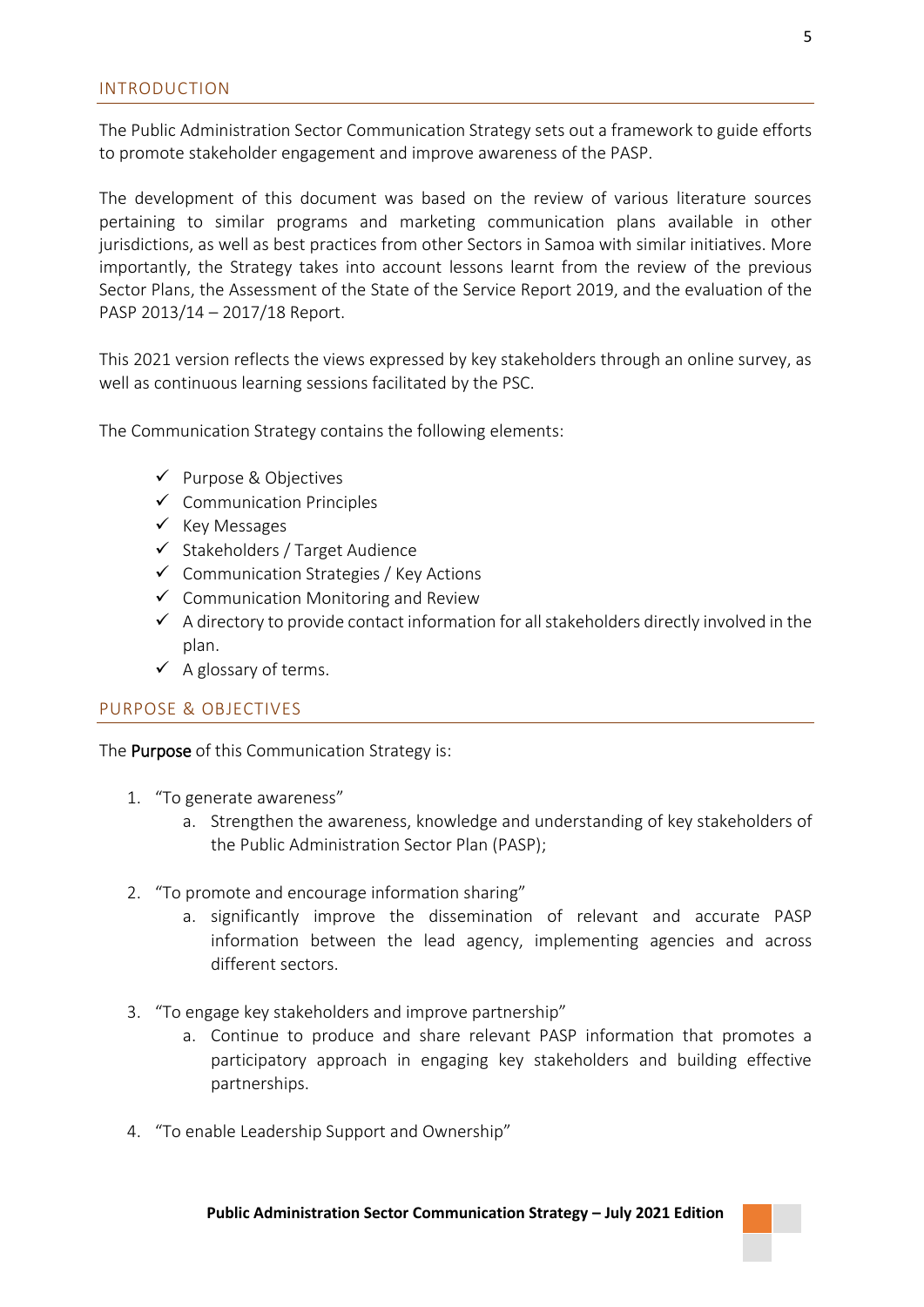## INTRODUCTION

The Public Administration Sector Communication Strategy sets out a framework to guide efforts to promote stakeholder engagement and improve awareness of the PASP.

The development of this document was based on the review of various literature sources pertaining to similar programs and marketing communication plans available in other jurisdictions, as well as best practices from other Sectors in Samoa with similar initiatives. More importantly, the Strategy takes into account lessons learnt from the review of the previous Sector Plans, the Assessment of the State of the Service Report 2019, and the evaluation of the PASP 2013/14 – 2017/18 Report.

This 2021 version reflects the views expressed by key stakeholders through an online survey, as well as continuous learning sessions facilitated by the PSC.

The Communication Strategy contains the following elements:

- ✓ Purpose & Objectives
- ✓ Communication Principles
- ✓ Key Messages
- ✓ Stakeholders / Target Audience
- ✓ Communication Strategies / Key Actions
- ✓ Communication Monitoring and Review
- ✓ A directory to provide contact information for all stakeholders directly involved in the plan.
- ✓ A glossary of terms.

## PURPOSE & OBJECTIVES

The **Purpose** of this Communication Strategy is:

1. "To generate awareness"
    a. Strengthen the awareness, knowledge and understanding of key stakeholders of the Public Administration Sector Plan (PASP);

2. "To promote and encourage information sharing"
    a. significantly improve the dissemination of relevant and accurate PASP information between the lead agency, implementing agencies and across different sectors.

3. "To engage key stakeholders and improve partnership"
    a. Continue to produce and share relevant PASP information that promotes a participatory approach in engaging key stakeholders and building effective partnerships.

4. "To enable Leadership Support and Ownership"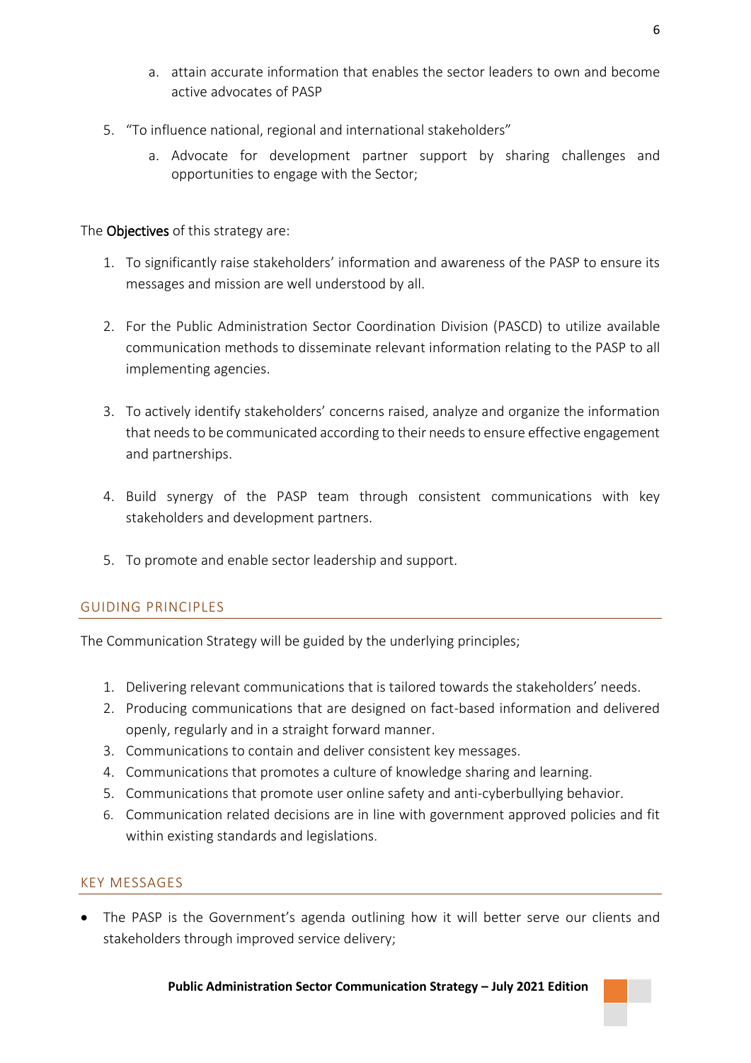a. attain accurate information that enables the sector leaders to own and become active advocates of PASP

5. "To influence national, regional and international stakeholders"
   a. Advocate for development partner support by sharing challenges and opportunities to engage with the Sector;

The **Objectives** of this strategy are:

1. To significantly raise stakeholders' information and awareness of the PASP to ensure its messages and mission are well understood by all.

2. For the Public Administration Sector Coordination Division (PASCD) to utilize available communication methods to disseminate relevant information relating to the PASP to all implementing agencies.

3. To actively identify stakeholders' concerns raised, analyze and organize the information that needs to be communicated according to their needs to ensure effective engagement and partnerships.

4. Build synergy of the PASP team through consistent communications with key stakeholders and development partners.

5. To promote and enable sector leadership and support.

## GUIDING PRINCIPLES

The Communication Strategy will be guided by the underlying principles;

1. Delivering relevant communications that is tailored towards the stakeholders' needs.
2. Producing communications that are designed on fact-based information and delivered openly, regularly and in a straight forward manner.
3. Communications to contain and deliver consistent key messages.
4. Communications that promotes a culture of knowledge sharing and learning.
5. Communications that promote user online safety and anti-cyberbullying behavior.
6. Communication related decisions are in line with government approved policies and fit within existing standards and legislations.

## KEY MESSAGES

- The PASP is the Government's agenda outlining how it will better serve our clients and stakeholders through improved service delivery;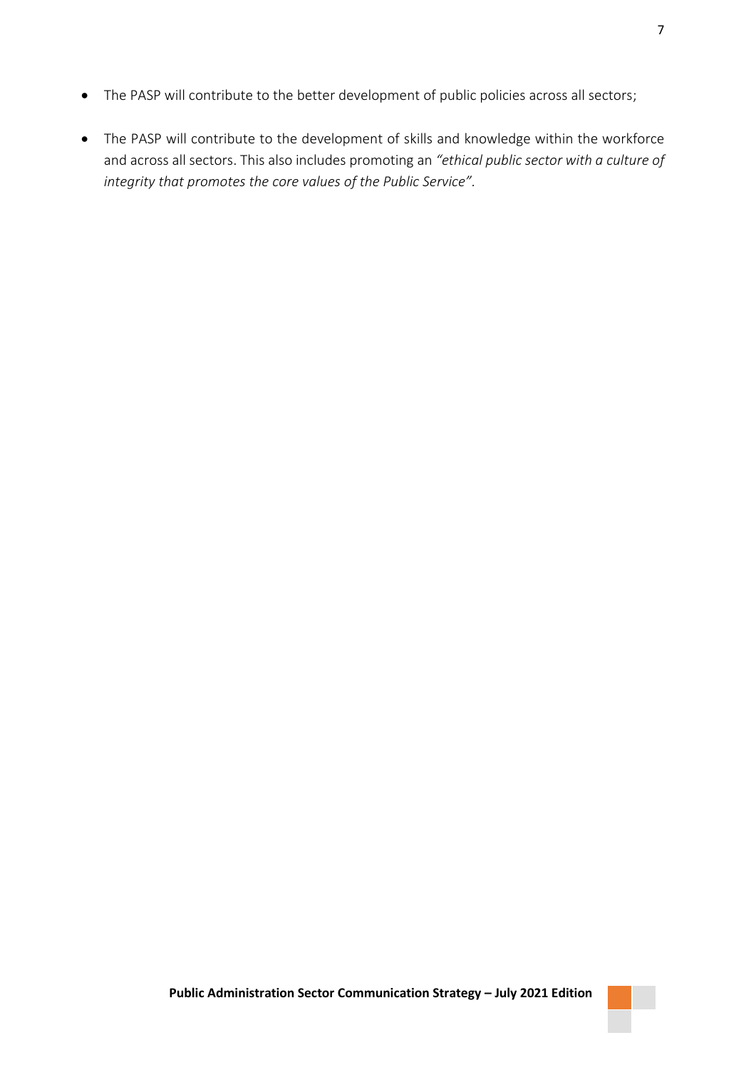- The PASP will contribute to the better development of public policies across all sectors;
- The PASP will contribute to the development of skills and knowledge within the workforce and across all sectors. This also includes promoting an *"ethical public sector with a culture of integrity that promotes the core values of the Public Service"*.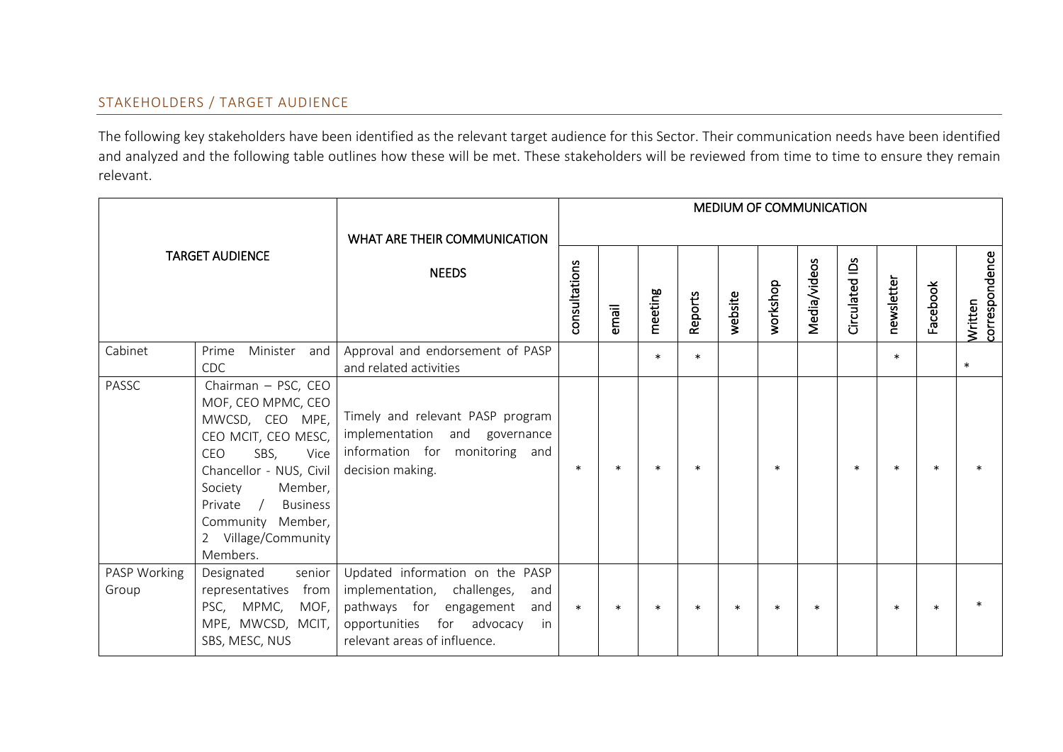## STAKEHOLDERS / TARGET AUDIENCE

The following key stakeholders have been identified as the relevant target audience for this Sector. Their communication needs have been identified and analyzed and the following table outlines how these will be met. These stakeholders will be reviewed from time to time to ensure they remain relevant.

| TARGET AUDIENCE | | WHAT ARE THEIR COMMUNICATION NEEDS | MEDIUM OF COMMUNICATION | | | | | | | | | | |
|---|---|---|---|---|---|---|---|---|---|---|---|---|---|
| | | | consultations | email | meeting | Reports | website | workshop | Media/videos | Circulated IDs | newsletter | Facebook | Written correspondence |
| Cabinet | Prime Minister and CDC | Approval and endorsement of PASP and related activities | | | * | * | | | | | * | | * |
| PASSC | Chairman – PSC, CEO MOF, CEO MPMC, CEO MWCSD, CEO MPE, CEO MCIT, CEO MESC, CEO SBS, Vice Chancellor - NUS, Civil Society Member, Private / Business Community Member, 2 Village/Community Members. | Timely and relevant PASP program implementation and governance information for monitoring and decision making. | * | * | * | * | | * | | * | * | * | * |
| PASP Working Group | Designated senior representatives from PSC, MPMC, MOF, MPE, MWCSD, MCIT, SBS, MESC, NUS | Updated information on the PASP implementation, challenges, and pathways for engagement and opportunities for advocacy in relevant areas of influence. | * | * | * | * | * | * | * | | * | * | * |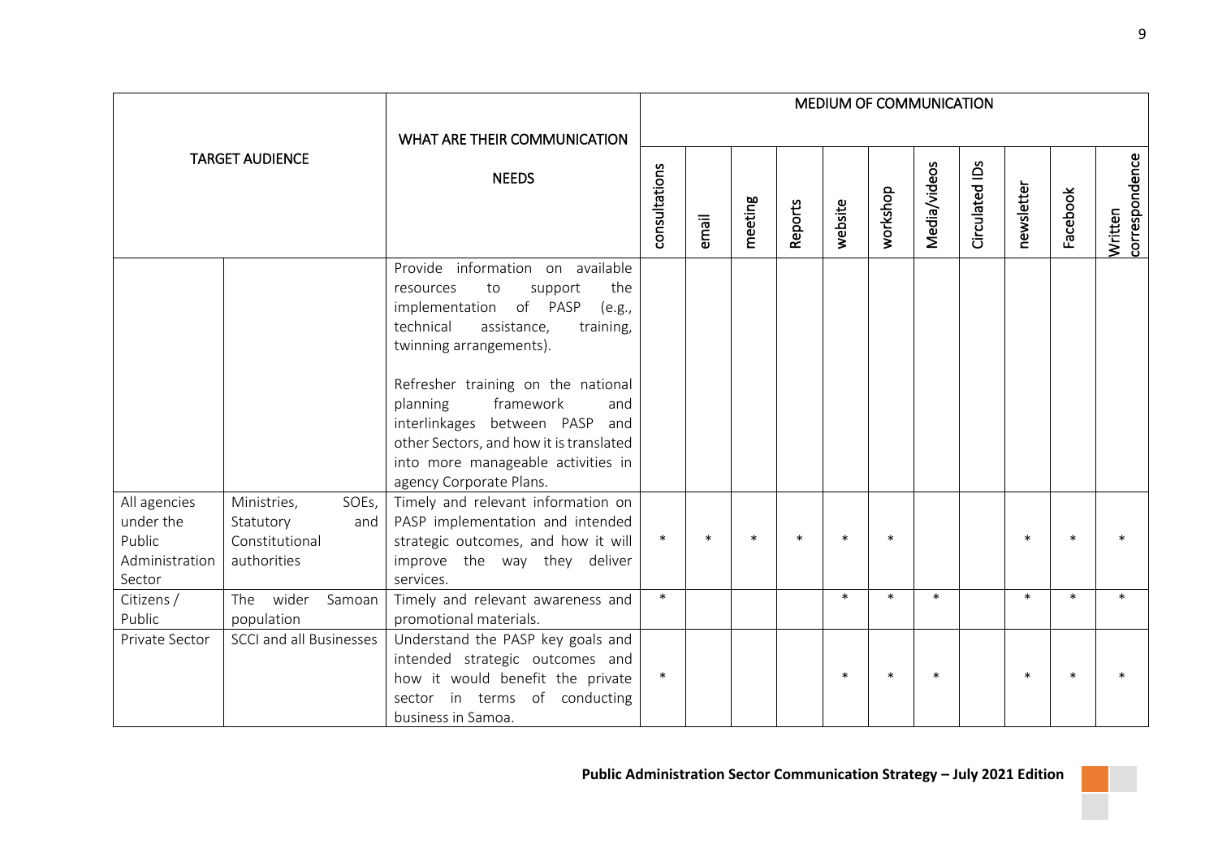| TARGET AUDIENCE | | WHAT ARE THEIR COMMUNICATION NEEDS | MEDIUM OF COMMUNICATION | | | | | | | | | | |
|---|---|---|---|---|---|---|---|---|---|---|---|---|---|
| | | | consultations | email | meeting | Reports | website | workshop | Media/videos | Circulated IDs | newsletter | Facebook | Written correspondence |
| | | Provide information on available resources to support the implementation of PASP (e.g., technical assistance, training, twinning arrangements).<br><br>Refresher training on the national planning framework and interlinkages between PASP and other Sectors, and how it is translated into more manageable activities in agency Corporate Plans. | | | | | | | | | | | |
| All agencies under the Public Administration Sector | Ministries, SOEs, Statutory and Constitutional authorities | Timely and relevant information on PASP implementation and intended strategic outcomes, and how it will improve the way they deliver services. | * | * | * | * | * | * | | | * | * | * |
| Citizens / Public | The wider Samoan population | Timely and relevant awareness and promotional materials. | * | | | | * | * | * | | * | * | * |
| Private Sector | SCCI and all Businesses | Understand the PASP key goals and intended strategic outcomes and how it would benefit the private sector in terms of conducting business in Samoa. | * | | | | * | * | * | | * | * | * |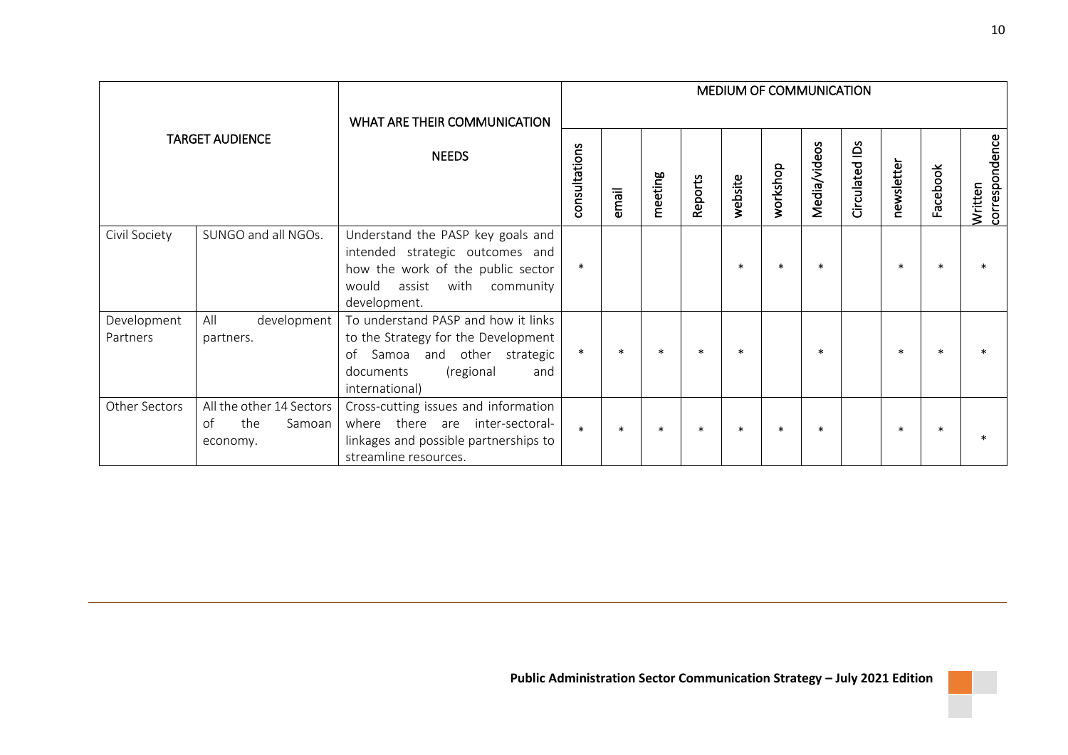| TARGET AUDIENCE | | WHAT ARE THEIR COMMUNICATION NEEDS | MEDIUM OF COMMUNICATION | | | | | | | | | | |
|---|---|---|---|---|---|---|---|---|---|---|---|---|---|
| | | | consultations | email | meeting | Reports | website | workshop | Media/videos | Circulated IDs | newsletter | Facebook | Written correspondence |
| Civil Society | SUNGO and all NGOs. | Understand the PASP key goals and intended strategic outcomes and how the work of the public sector would assist with community development. | * | | | | * | * | * | | * | * | * |
| Development Partners | All development partners. | To understand PASP and how it links to the Strategy for the Development of Samoa and other strategic documents (regional and international) | * | * | * | * | * | | * | | * | * | * |
| Other Sectors | All the other 14 Sectors of the Samoan economy. | Cross-cutting issues and information where there are inter-sectoral-linkages and possible partnerships to streamline resources. | * | * | * | * | * | * | * | | * | * | * |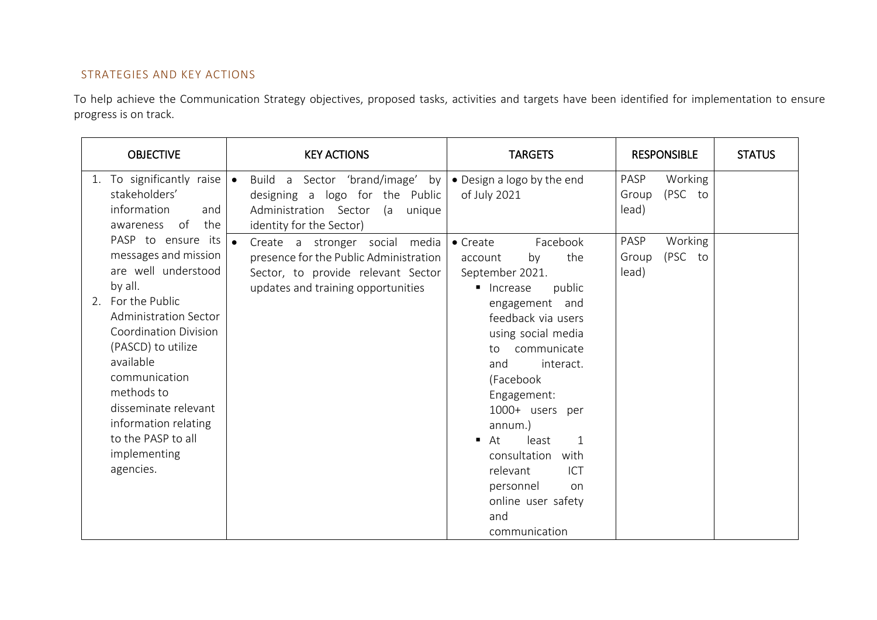## STRATEGIES AND KEY ACTIONS

To help achieve the Communication Strategy objectives, proposed tasks, activities and targets have been identified for implementation to ensure progress is on track.

| OBJECTIVE | KEY ACTIONS | TARGETS | RESPONSIBLE | STATUS |
|---|---|---|---|---|
| 1. To significantly raise stakeholders' information and awareness of the PASP to ensure its messages and mission are well understood by all.<br>2. For the Public Administration Sector Coordination Division (PASCD) to utilize available communication methods to disseminate relevant information relating to the PASP to all implementing agencies. | • Build a Sector 'brand/image' by designing a logo for the Public Administration Sector (a unique identity for the Sector) | • Design a logo by the end of July 2021 | PASP Working Group (PSC to lead) | |
| | • Create a stronger social media presence for the Public Administration Sector, to provide relevant Sector updates and training opportunities | • Create Facebook account by the September 2021.<br>▪ Increase public engagement and feedback via users using social media to communicate and interact. (Facebook Engagement: 1000+ users per annum.)<br>▪ At least 1 consultation with relevant ICT personnel on online user safety and communication | PASP Working Group (PSC to lead) | |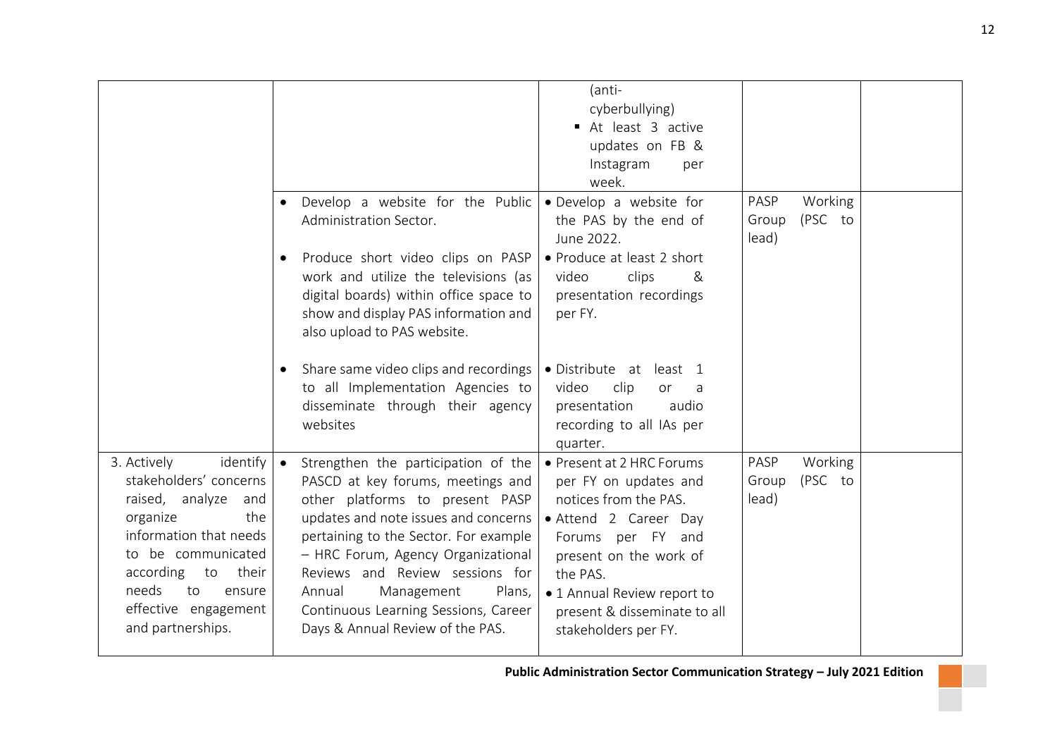| | | | | |
|---|---|---|---|---|
| | | (anti-cyberbullying)<br>▪ At least 3 active updates on FB & Instagram per week. | | |
| | • Develop a website for the Public Administration Sector.<br><br>• Produce short video clips on PASP work and utilize the televisions (as digital boards) within office space to show and display PAS information and also upload to PAS website.<br><br>• Share same video clips and recordings to all Implementation Agencies to disseminate through their agency websites | • Develop a website for the PAS by the end of June 2022.<br>• Produce at least 2 short video clips & presentation recordings per FY.<br><br>• Distribute at least 1 video clip or a presentation audio recording to all IAs per quarter. | PASP Working Group (PSC to lead) | |
| 3. Actively identify stakeholders' concerns raised, analyze and organize the information that needs to be communicated according to their needs to ensure effective engagement and partnerships. | • Strengthen the participation of the PASCD at key forums, meetings and other platforms to present PASP updates and note issues and concerns pertaining to the Sector. For example – HRC Forum, Agency Organizational Reviews and Review sessions for Annual Management Plans, Continuous Learning Sessions, Career Days & Annual Review of the PAS. | • Present at 2 HRC Forums per FY on updates and notices from the PAS.<br>• Attend 2 Career Day Forums per FY and present on the work of the PAS.<br>• 1 Annual Review report to present & disseminate to all stakeholders per FY. | PASP Working Group (PSC to lead) | |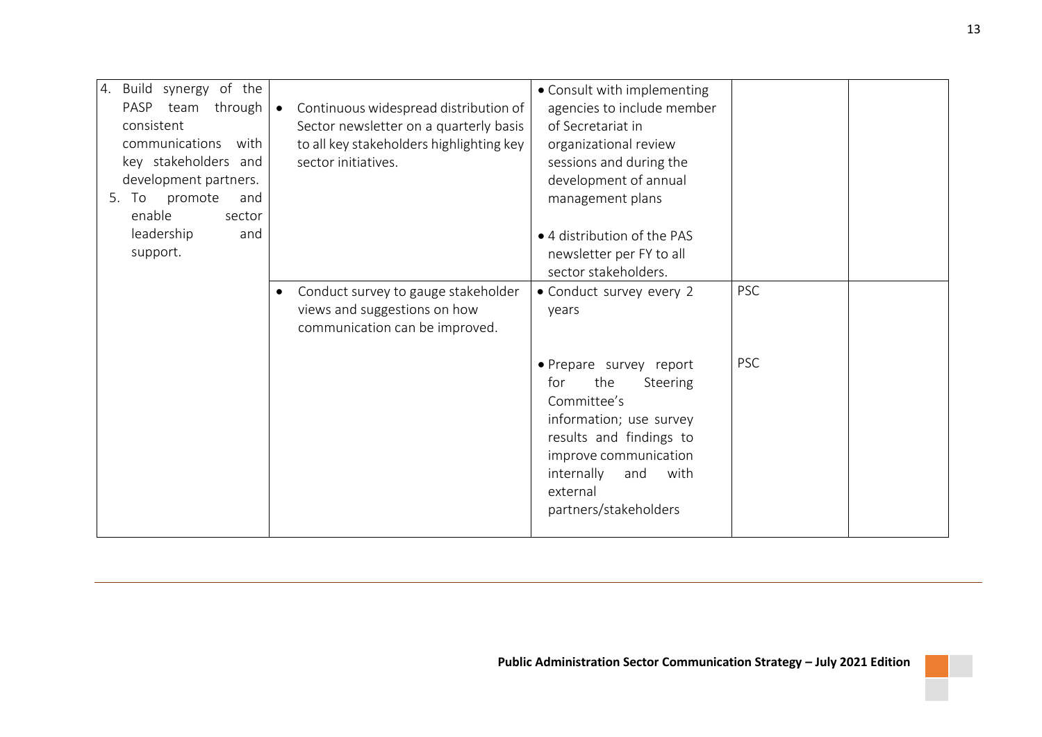| | | | | |
|---|---|---|---|---|
| 4. Build synergy of the PASP team through consistent communications with key stakeholders and development partners.<br>5. To promote and enable sector leadership and support. | • Continuous widespread distribution of Sector newsletter on a quarterly basis to all key stakeholders highlighting key sector initiatives. | • Consult with implementing agencies to include member of Secretariat in organizational review sessions and during the development of annual management plans<br><br>• 4 distribution of the PAS newsletter per FY to all sector stakeholders. | | |
| | • Conduct survey to gauge stakeholder views and suggestions on how communication can be improved. | • Conduct survey every 2 years | PSC | |
| | | • Prepare survey report for the Steering Committee's information; use survey results and findings to improve communication internally and with external partners/stakeholders | PSC | |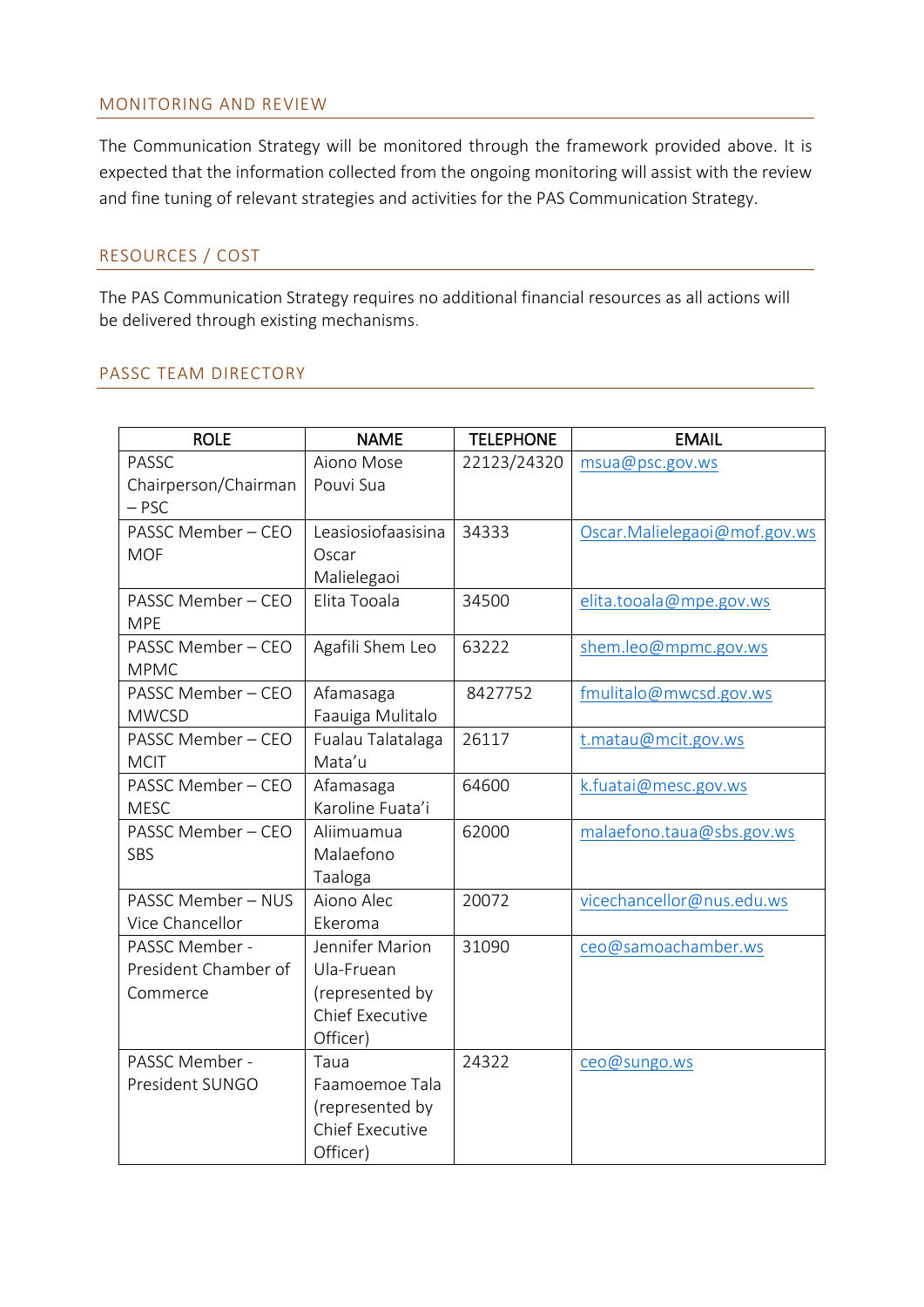## MONITORING AND REVIEW

The Communication Strategy will be monitored through the framework provided above. It is expected that the information collected from the ongoing monitoring will assist with the review and fine tuning of relevant strategies and activities for the PAS Communication Strategy.

## RESOURCES / COST

The PAS Communication Strategy requires no additional financial resources as all actions will be delivered through existing mechanisms.

## PASSC TEAM DIRECTORY

| ROLE | NAME | TELEPHONE | EMAIL |
|---|---|---|---|
| PASSC Chairperson/Chairman – PSC | Aiono Mose Pouvi Sua | 22123/24320 | msua@psc.gov.ws |
| PASSC Member – CEO MOF | Leasiosiofaasisina Oscar Malielegaoi | 34333 | Oscar.Malielegaoi@mof.gov.ws |
| PASSC Member – CEO MPE | Elita Tooala | 34500 | elita.tooala@mpe.gov.ws |
| PASSC Member – CEO MPMC | Agafili Shem Leo | 63222 | shem.leo@mpmc.gov.ws |
| PASSC Member – CEO MWCSD | Afamasaga Faauiga Mulitalo | 8427752 | fmulitalo@mwcsd.gov.ws |
| PASSC Member – CEO MCIT | Fualau Talatalaga Mata'u | 26117 | t.matau@mcit.gov.ws |
| PASSC Member – CEO MESC | Afamasaga Karoline Fuata'i | 64600 | k.fuatai@mesc.gov.ws |
| PASSC Member – CEO SBS | Aliimuamua Malaefono Taaloga | 62000 | malaefono.taua@sbs.gov.ws |
| PASSC Member – NUS Vice Chancellor | Aiono Alec Ekeroma | 20072 | vicechancellor@nus.edu.ws |
| PASSC Member - President Chamber of Commerce | Jennifer Marion Ula-Fruean (represented by Chief Executive Officer) | 31090 | ceo@samoachamber.ws |
| PASSC Member - President SUNGO | Taua Faamoemoe Tala (represented by Chief Executive Officer) | 24322 | ceo@sungo.ws |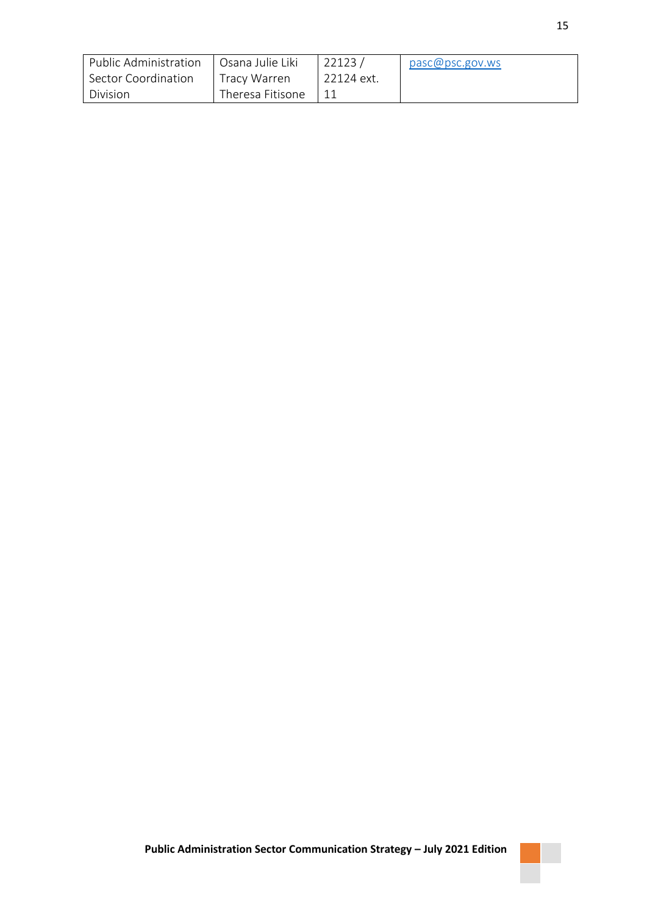| | | | |
|---|---|---|---|
| Public Administration Sector Coordination Division | Osana Julie Liki Tracy Warren Theresa Fitisone | 22123 / 22124 ext. 11 | pasc@psc.gov.ws |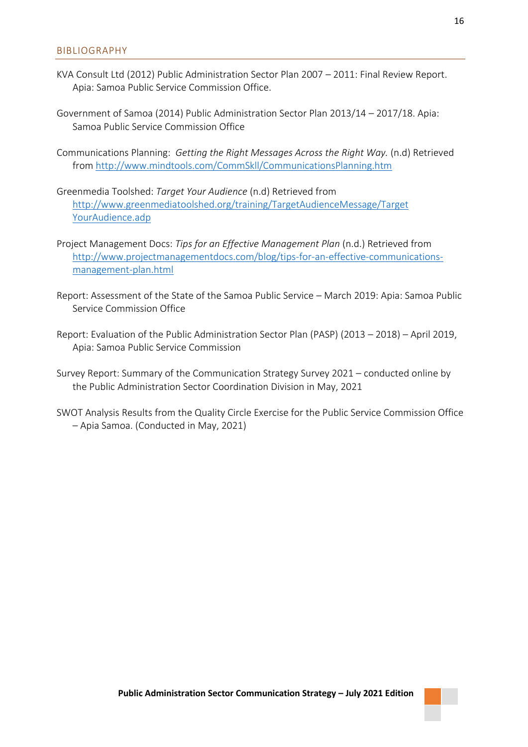## BIBLIOGRAPHY

KVA Consult Ltd (2012) Public Administration Sector Plan 2007 – 2011: Final Review Report. Apia: Samoa Public Service Commission Office.

Government of Samoa (2014) Public Administration Sector Plan 2013/14 – 2017/18. Apia: Samoa Public Service Commission Office

Communications Planning: *Getting the Right Messages Across the Right Way.* (n.d) Retrieved from http://www.mindtools.com/CommSkll/CommunicationsPlanning.htm

Greenmedia Toolshed: *Target Your Audience* (n.d) Retrieved from http://www.greenmediatoolshed.org/training/TargetAudienceMessage/TargetYourAudience.adp

Project Management Docs: *Tips for an Effective Management Plan* (n.d.) Retrieved from http://www.projectmanagementdocs.com/blog/tips-for-an-effective-communications-management-plan.html

Report: Assessment of the State of the Samoa Public Service – March 2019: Apia: Samoa Public Service Commission Office

Report: Evaluation of the Public Administration Sector Plan (PASP) (2013 – 2018) – April 2019, Apia: Samoa Public Service Commission

Survey Report: Summary of the Communication Strategy Survey 2021 – conducted online by the Public Administration Sector Coordination Division in May, 2021

SWOT Analysis Results from the Quality Circle Exercise for the Public Service Commission Office – Apia Samoa. (Conducted in May, 2021)